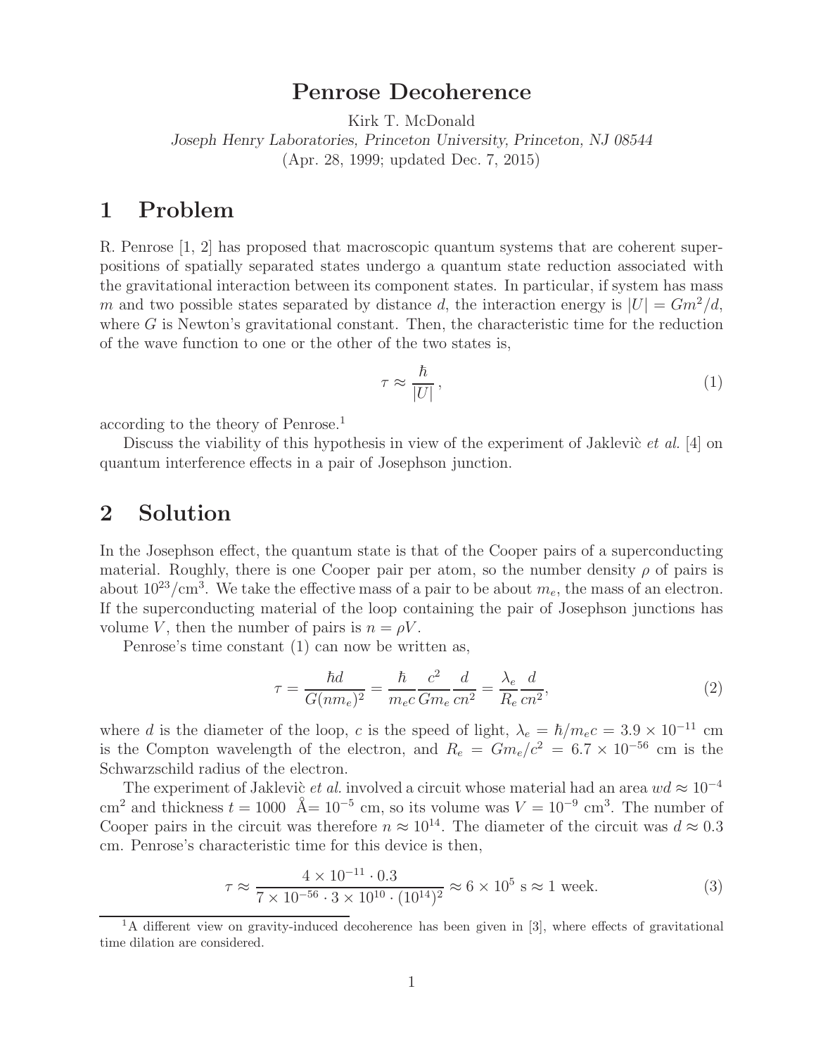# Penrose Decoherence

Kirk T. McDonald

*Joseph Henry Laboratories, Princeton University, Princeton, NJ 08544*

(Apr. 28, 1999; updated Dec. 7, 2015)

## 1 Problem

R. Penrose [1, 2] has proposed that macroscopic quantum systems that are coherent superpositions of spatially separated states undergo a quantum state reduction associated with the gravitational interaction between its component states. In particular, if system has mass $m$ and two possible states separated by distance $d$, the interaction energy is $|U| = Gm^2/d$, where $G$ is Newton's gravitational constant. Then, the characteristic time for the reduction of the wave function to one or the other of the two states is,

$$\tau \approx \frac{\hbar}{|U|}, \tag{1}$$

according to the theory of Penrose.[1]

Discuss the viability of this hypothesis in view of the experiment of Jaklevič *et al.* [4] on quantum interference effects in a pair of Josephson junction.

## 2 Solution

In the Josephson effect, the quantum state is that of the Cooper pairs of a superconducting material. Roughly, there is one Cooper pair per atom, so the number density $\rho$ of pairs is about $10^{23}/\text{cm}^3$. We take the effective mass of a pair to be about $m_e$, the mass of an electron. If the superconducting material of the loop containing the pair of Josephson junctions has volume $V$, then the number of pairs is $n = \rho V$.

Penrose's time constant (1) can now be written as,

$$\tau = \frac{\hbar d}{G(nm_e)^2} = \frac{\hbar}{m_e c} \frac{c^2}{Gm_e} \frac{d}{cn^2} = \frac{\lambda_e}{R_e} \frac{d}{cn^2}, \tag{2}$$

where $d$ is the diameter of the loop, $c$ is the speed of light, $\lambda_e = \hbar/m_e c = 3.9 \times 10^{-11}$ cm is the Compton wavelength of the electron, and $R_e = Gm_e/c^2 = 6.7 \times 10^{-56}$ cm is the Schwarzschild radius of the electron.

The experiment of Jaklevič *et al.* involved a circuit whose material had an area $wd \approx 10^{-4}$ cm$^2$ and thickness $t = 1000$ Å$= 10^{-5}$ cm, so its volume was $V = 10^{-9}$ cm$^3$. The number of Cooper pairs in the circuit was therefore $n \approx 10^{14}$. The diameter of the circuit was $d \approx 0.3$ cm. Penrose's characteristic time for this device is then,

$$\tau \approx \frac{4 \times 10^{-11} \cdot 0.3}{7 \times 10^{-56} \cdot 3 \times 10^{10} \cdot (10^{14})^2} \approx 6 \times 10^5 \text{ s} \approx 1 \text{ week}. \tag{3}$$

[1] A different view on gravity-induced decoherence has been given in [3], where effects of gravitational time dilation are considered.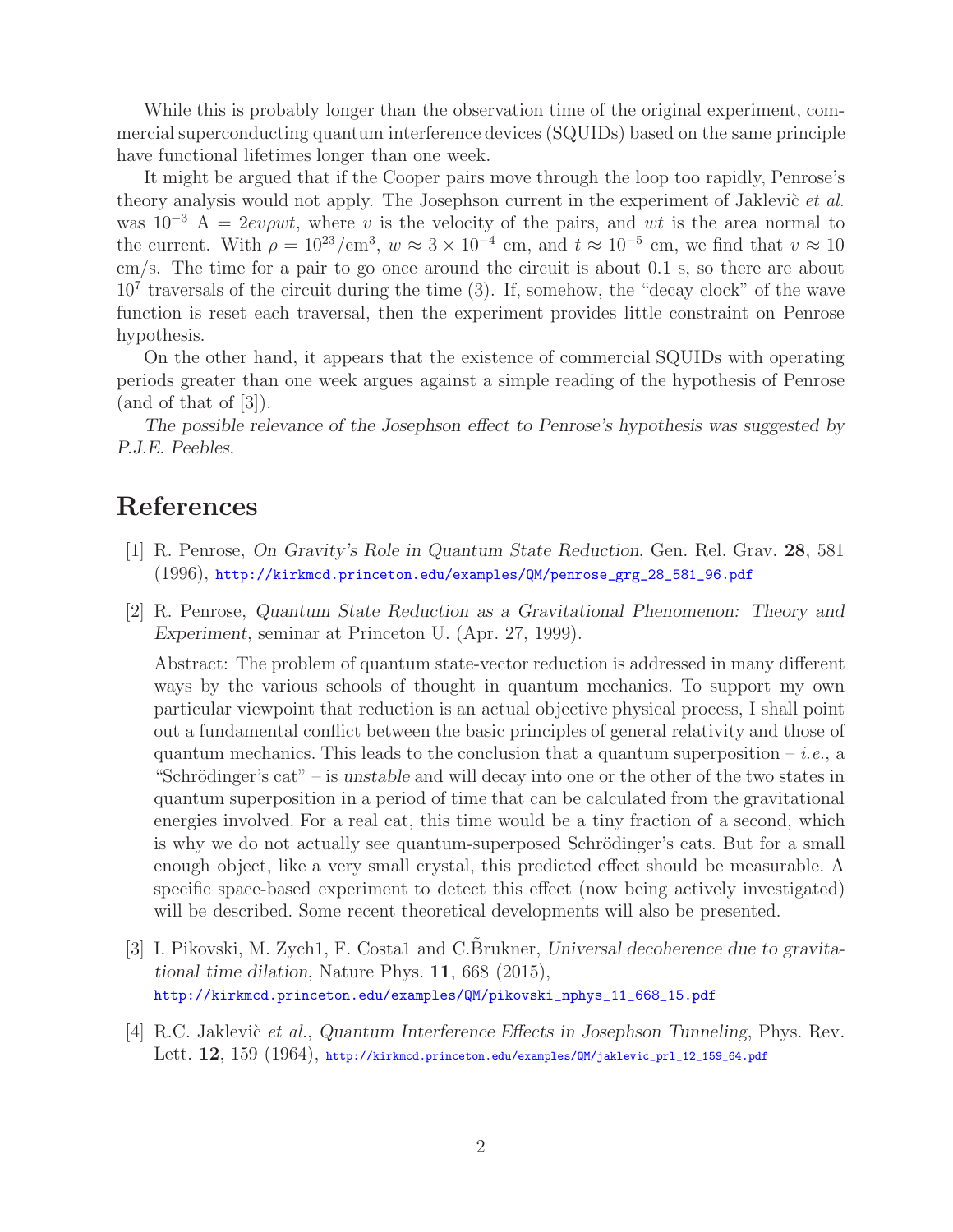While this is probably longer than the observation time of the original experiment, commercial superconducting quantum interference devices (SQUIDs) based on the same principle have functional lifetimes longer than one week.

It might be argued that if the Cooper pairs move through the loop too rapidly, Penrose's theory analysis would not apply. The Josephson current in the experiment of Jaklevìc *et al.* was $10^{-3}$ A $= 2ev\rho wt$, where $v$ is the velocity of the pairs, and $wt$ is the area normal to the current. With $\rho = 10^{23}/\mathrm{cm}^3$, $w \approx 3 \times 10^{-4}$ cm, and $t \approx 10^{-5}$ cm, we find that $v \approx 10$ cm/s. The time for a pair to go once around the circuit is about 0.1 s, so there are about $10^7$ traversals of the circuit during the time (3). If, somehow, the "decay clock" of the wave function is reset each traversal, then the experiment provides little constraint on Penrose hypothesis.

On the other hand, it appears that the existence of commercial SQUIDs with operating periods greater than one week argues against a simple reading of the hypothesis of Penrose (and of that of [3]).

*The possible relevance of the Josephson effect to Penrose's hypothesis was suggested by P.J.E. Peebles.*

## References

[1] R. Penrose, *On Gravity's Role in Quantum State Reduction*, Gen. Rel. Grav. **28**, 581 (1996), http://kirkmcd.princeton.edu/examples/QM/penrose_grg_28_581_96.pdf

[2] R. Penrose, *Quantum State Reduction as a Gravitational Phenomenon: Theory and Experiment*, seminar at Princeton U. (Apr. 27, 1999).

Abstract: The problem of quantum state-vector reduction is addressed in many different ways by the various schools of thought in quantum mechanics. To support my own particular viewpoint that reduction is an actual objective physical process, I shall point out a fundamental conflict between the basic principles of general relativity and those of quantum mechanics. This leads to the conclusion that a quantum superposition – *i.e.*, a "Schrödinger's cat" – is *unstable* and will decay into one or the other of the two states in quantum superposition in a period of time that can be calculated from the gravitational energies involved. For a real cat, this time would be a tiny fraction of a second, which is why we do not actually see quantum-superposed Schrödinger's cats. But for a small enough object, like a very small crystal, this predicted effect should be measurable. A specific space-based experiment to detect this effect (now being actively investigated) will be described. Some recent theoretical developments will also be presented.

[3] I. Pikovski, M. Zych1, F. Costa1 and C.B̃rukner, *Universal decoherence due to gravitational time dilation*, Nature Phys. **11**, 668 (2015), http://kirkmcd.princeton.edu/examples/QM/pikovski_nphys_11_668_15.pdf

[4] R.C. Jaklevìc *et al.*, *Quantum Interference Effects in Josephson Tunneling*, Phys. Rev. Lett. **12**, 159 (1964), http://kirkmcd.princeton.edu/examples/QM/jaklevic_prl_12_159_64.pdf